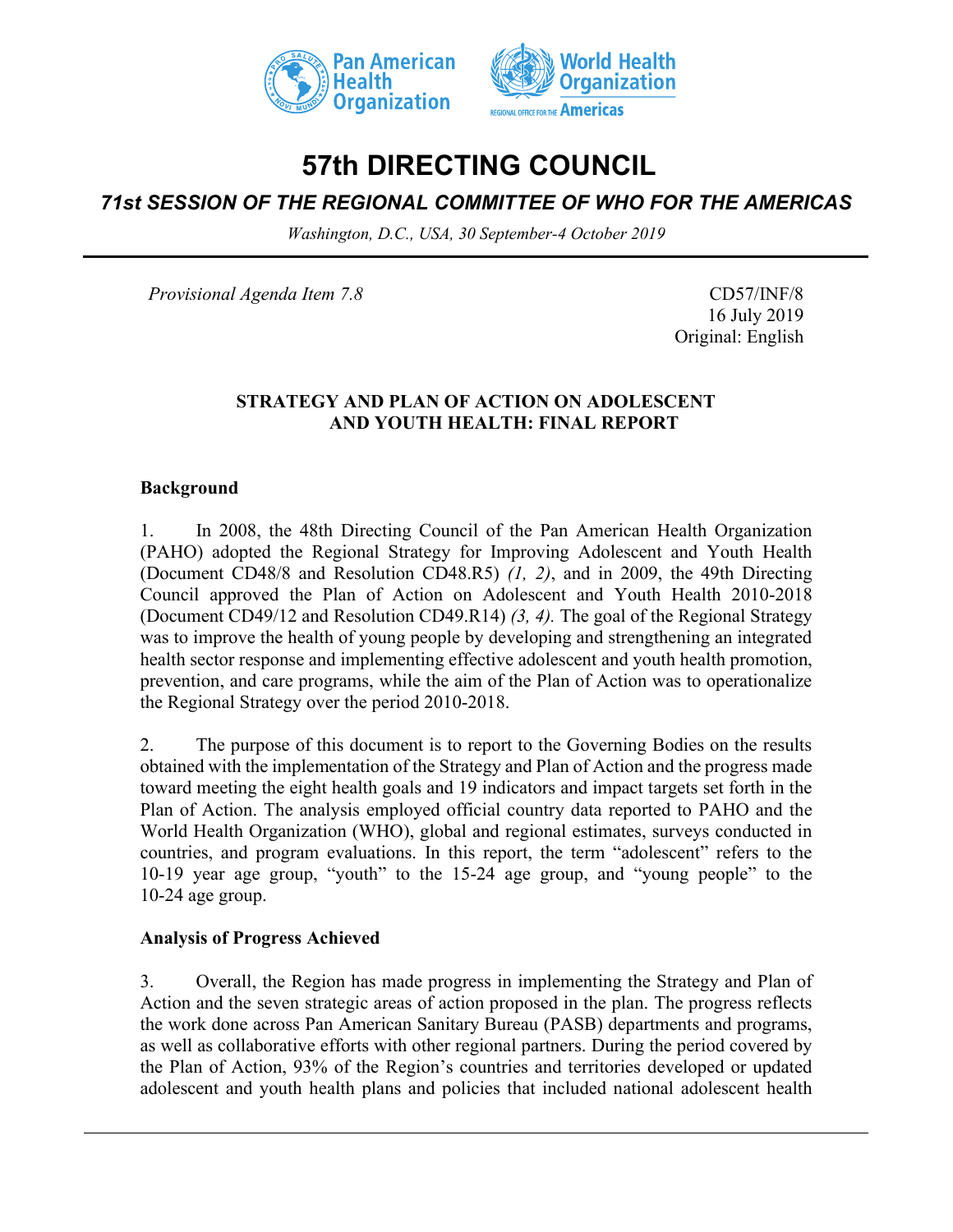# 57th DIRECTING COUNCIL

## *71st SESSION OF THE REGIONAL COMMITTEE OF WHO FOR THE AMERICAS*

*Washington, D.C., USA, 30 September-4 October 2019*

---

*Provisional Agenda Item 7.8*

CD57/INF/8
16 July 2019
Original: English

**STRATEGY AND PLAN OF ACTION ON ADOLESCENT AND YOUTH HEALTH: FINAL REPORT**

**Background**

1. In 2008, the 48th Directing Council of the Pan American Health Organization (PAHO) adopted the Regional Strategy for Improving Adolescent and Youth Health (Document CD48/8 and Resolution CD48.R5) *(1, 2)*, and in 2009, the 49th Directing Council approved the Plan of Action on Adolescent and Youth Health 2010-2018 (Document CD49/12 and Resolution CD49.R14) *(3, 4).* The goal of the Regional Strategy was to improve the health of young people by developing and strengthening an integrated health sector response and implementing effective adolescent and youth health promotion, prevention, and care programs, while the aim of the Plan of Action was to operationalize the Regional Strategy over the period 2010-2018.

2. The purpose of this document is to report to the Governing Bodies on the results obtained with the implementation of the Strategy and Plan of Action and the progress made toward meeting the eight health goals and 19 indicators and impact targets set forth in the Plan of Action. The analysis employed official country data reported to PAHO and the World Health Organization (WHO), global and regional estimates, surveys conducted in countries, and program evaluations. In this report, the term "adolescent" refers to the 10-19 year age group, "youth" to the 15-24 age group, and "young people" to the 10-24 age group.

**Analysis of Progress Achieved**

3. Overall, the Region has made progress in implementing the Strategy and Plan of Action and the seven strategic areas of action proposed in the plan. The progress reflects the work done across Pan American Sanitary Bureau (PASB) departments and programs, as well as collaborative efforts with other regional partners. During the period covered by the Plan of Action, 93% of the Region's countries and territories developed or updated adolescent and youth health plans and policies that included national adolescent health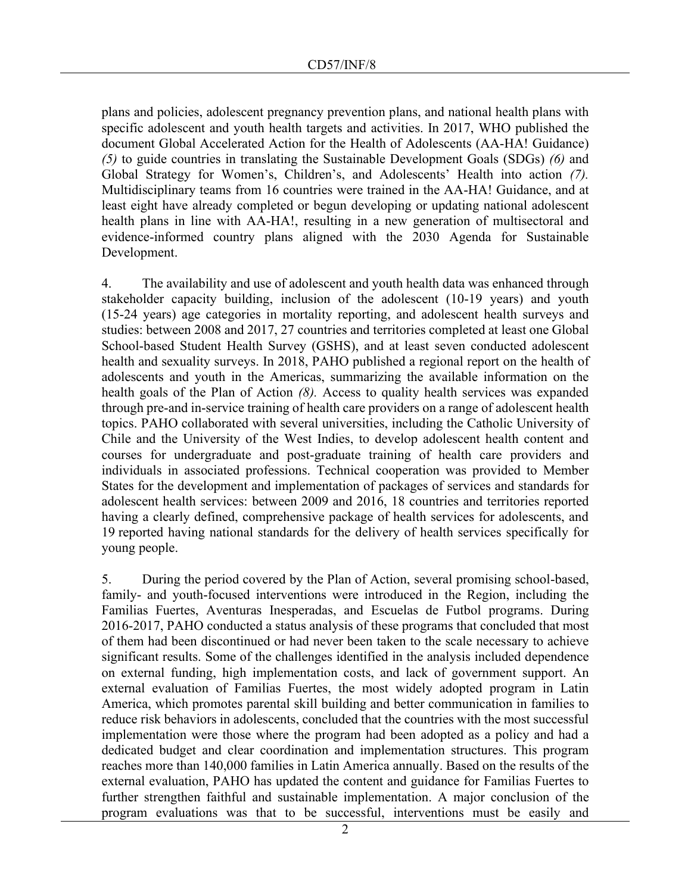plans and policies, adolescent pregnancy prevention plans, and national health plans with specific adolescent and youth health targets and activities. In 2017, WHO published the document Global Accelerated Action for the Health of Adolescents (AA-HA! Guidance) *(5)* to guide countries in translating the Sustainable Development Goals (SDGs) *(6)* and Global Strategy for Women's, Children's, and Adolescents' Health into action *(7).* Multidisciplinary teams from 16 countries were trained in the AA-HA! Guidance, and at least eight have already completed or begun developing or updating national adolescent health plans in line with AA-HA!, resulting in a new generation of multisectoral and evidence-informed country plans aligned with the 2030 Agenda for Sustainable Development.

4. The availability and use of adolescent and youth health data was enhanced through stakeholder capacity building, inclusion of the adolescent (10-19 years) and youth (15-24 years) age categories in mortality reporting, and adolescent health surveys and studies: between 2008 and 2017, 27 countries and territories completed at least one Global School-based Student Health Survey (GSHS), and at least seven conducted adolescent health and sexuality surveys. In 2018, PAHO published a regional report on the health of adolescents and youth in the Americas, summarizing the available information on the health goals of the Plan of Action *(8).* Access to quality health services was expanded through pre-and in-service training of health care providers on a range of adolescent health topics. PAHO collaborated with several universities, including the Catholic University of Chile and the University of the West Indies, to develop adolescent health content and courses for undergraduate and post-graduate training of health care providers and individuals in associated professions. Technical cooperation was provided to Member States for the development and implementation of packages of services and standards for adolescent health services: between 2009 and 2016, 18 countries and territories reported having a clearly defined, comprehensive package of health services for adolescents, and 19 reported having national standards for the delivery of health services specifically for young people.

5. During the period covered by the Plan of Action, several promising school-based, family- and youth-focused interventions were introduced in the Region, including the Familias Fuertes, Aventuras Inesperadas, and Escuelas de Futbol programs. During 2016-2017, PAHO conducted a status analysis of these programs that concluded that most of them had been discontinued or had never been taken to the scale necessary to achieve significant results. Some of the challenges identified in the analysis included dependence on external funding, high implementation costs, and lack of government support. An external evaluation of Familias Fuertes, the most widely adopted program in Latin America, which promotes parental skill building and better communication in families to reduce risk behaviors in adolescents, concluded that the countries with the most successful implementation were those where the program had been adopted as a policy and had a dedicated budget and clear coordination and implementation structures. This program reaches more than 140,000 families in Latin America annually. Based on the results of the external evaluation, PAHO has updated the content and guidance for Familias Fuertes to further strengthen faithful and sustainable implementation. A major conclusion of the program evaluations was that to be successful, interventions must be easily and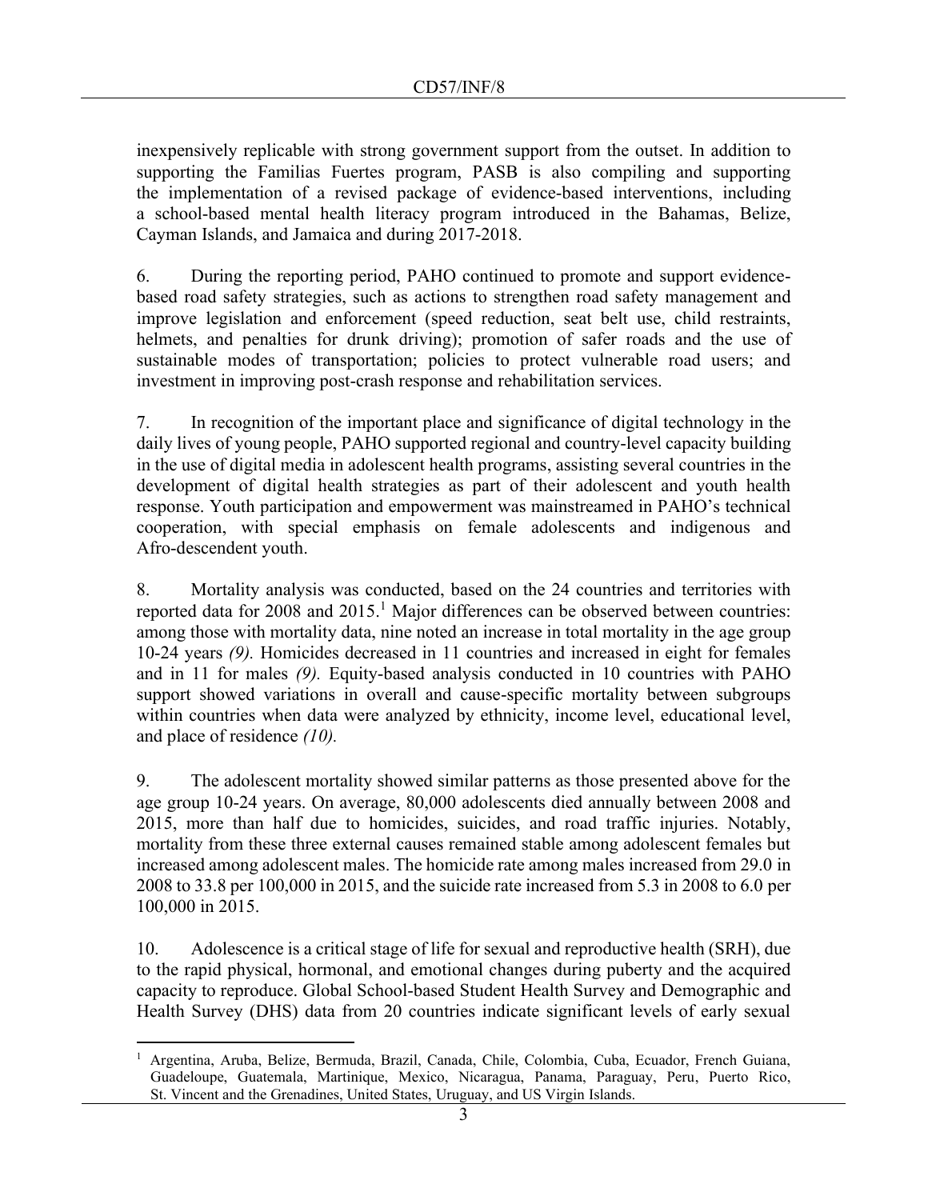inexpensively replicable with strong government support from the outset. In addition to supporting the Familias Fuertes program, PASB is also compiling and supporting the implementation of a revised package of evidence-based interventions, including a school-based mental health literacy program introduced in the Bahamas, Belize, Cayman Islands, and Jamaica and during 2017-2018.

6. During the reporting period, PAHO continued to promote and support evidence-based road safety strategies, such as actions to strengthen road safety management and improve legislation and enforcement (speed reduction, seat belt use, child restraints, helmets, and penalties for drunk driving); promotion of safer roads and the use of sustainable modes of transportation; policies to protect vulnerable road users; and investment in improving post-crash response and rehabilitation services.

7. In recognition of the important place and significance of digital technology in the daily lives of young people, PAHO supported regional and country-level capacity building in the use of digital media in adolescent health programs, assisting several countries in the development of digital health strategies as part of their adolescent and youth health response. Youth participation and empowerment was mainstreamed in PAHO's technical cooperation, with special emphasis on female adolescents and indigenous and Afro-descendent youth.

8. Mortality analysis was conducted, based on the 24 countries and territories with reported data for 2008 and 2015.[1] Major differences can be observed between countries: among those with mortality data, nine noted an increase in total mortality in the age group 10-24 years *(9).* Homicides decreased in 11 countries and increased in eight for females and in 11 for males *(9).* Equity-based analysis conducted in 10 countries with PAHO support showed variations in overall and cause-specific mortality between subgroups within countries when data were analyzed by ethnicity, income level, educational level, and place of residence *(10).*

9. The adolescent mortality showed similar patterns as those presented above for the age group 10-24 years. On average, 80,000 adolescents died annually between 2008 and 2015, more than half due to homicides, suicides, and road traffic injuries. Notably, mortality from these three external causes remained stable among adolescent females but increased among adolescent males. The homicide rate among males increased from 29.0 in 2008 to 33.8 per 100,000 in 2015, and the suicide rate increased from 5.3 in 2008 to 6.0 per 100,000 in 2015.

10. Adolescence is a critical stage of life for sexual and reproductive health (SRH), due to the rapid physical, hormonal, and emotional changes during puberty and the acquired capacity to reproduce. Global School-based Student Health Survey and Demographic and Health Survey (DHS) data from 20 countries indicate significant levels of early sexual

---

[1] Argentina, Aruba, Belize, Bermuda, Brazil, Canada, Chile, Colombia, Cuba, Ecuador, French Guiana, Guadeloupe, Guatemala, Martinique, Mexico, Nicaragua, Panama, Paraguay, Peru, Puerto Rico, St. Vincent and the Grenadines, United States, Uruguay, and US Virgin Islands.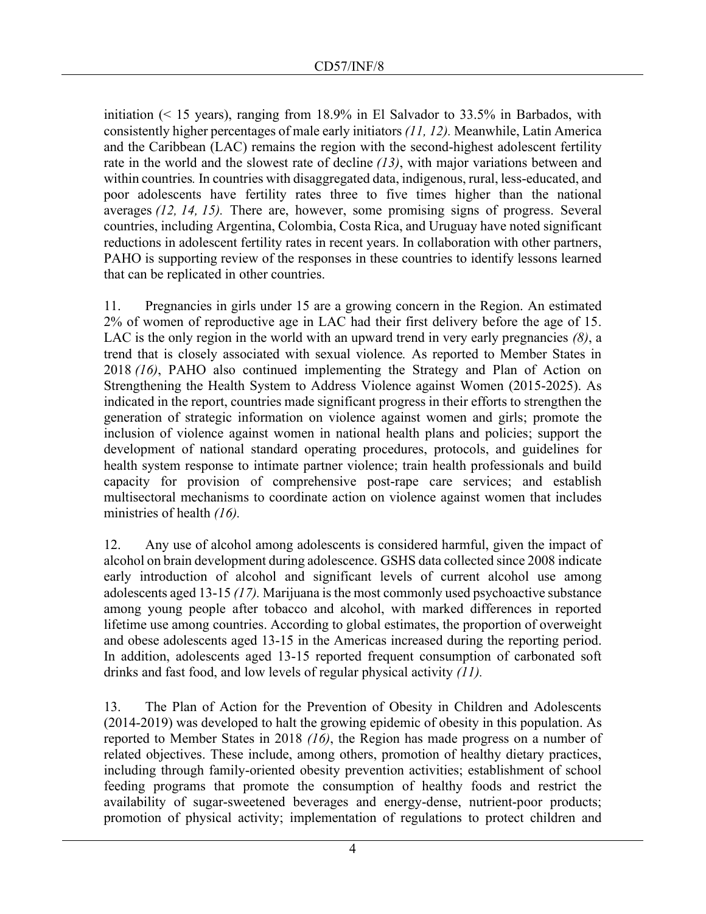initiation (< 15 years), ranging from 18.9% in El Salvador to 33.5% in Barbados, with consistently higher percentages of male early initiators *(11, 12).* Meanwhile, Latin America and the Caribbean (LAC) remains the region with the second-highest adolescent fertility rate in the world and the slowest rate of decline *(13)*, with major variations between and within countries. In countries with disaggregated data, indigenous, rural, less-educated, and poor adolescents have fertility rates three to five times higher than the national averages *(12, 14, 15).* There are, however, some promising signs of progress. Several countries, including Argentina, Colombia, Costa Rica, and Uruguay have noted significant reductions in adolescent fertility rates in recent years. In collaboration with other partners, PAHO is supporting review of the responses in these countries to identify lessons learned that can be replicated in other countries.

11. Pregnancies in girls under 15 are a growing concern in the Region. An estimated 2% of women of reproductive age in LAC had their first delivery before the age of 15. LAC is the only region in the world with an upward trend in very early pregnancies *(8)*, a trend that is closely associated with sexual violence. As reported to Member States in 2018 *(16)*, PAHO also continued implementing the Strategy and Plan of Action on Strengthening the Health System to Address Violence against Women (2015-2025). As indicated in the report, countries made significant progress in their efforts to strengthen the generation of strategic information on violence against women and girls; promote the inclusion of violence against women in national health plans and policies; support the development of national standard operating procedures, protocols, and guidelines for health system response to intimate partner violence; train health professionals and build capacity for provision of comprehensive post-rape care services; and establish multisectoral mechanisms to coordinate action on violence against women that includes ministries of health *(16).*

12. Any use of alcohol among adolescents is considered harmful, given the impact of alcohol on brain development during adolescence. GSHS data collected since 2008 indicate early introduction of alcohol and significant levels of current alcohol use among adolescents aged 13-15 *(17).* Marijuana is the most commonly used psychoactive substance among young people after tobacco and alcohol, with marked differences in reported lifetime use among countries. According to global estimates, the proportion of overweight and obese adolescents aged 13-15 in the Americas increased during the reporting period. In addition, adolescents aged 13-15 reported frequent consumption of carbonated soft drinks and fast food, and low levels of regular physical activity *(11).*

13. The Plan of Action for the Prevention of Obesity in Children and Adolescents (2014-2019) was developed to halt the growing epidemic of obesity in this population. As reported to Member States in 2018 *(16)*, the Region has made progress on a number of related objectives. These include, among others, promotion of healthy dietary practices, including through family-oriented obesity prevention activities; establishment of school feeding programs that promote the consumption of healthy foods and restrict the availability of sugar-sweetened beverages and energy-dense, nutrient-poor products; promotion of physical activity; implementation of regulations to protect children and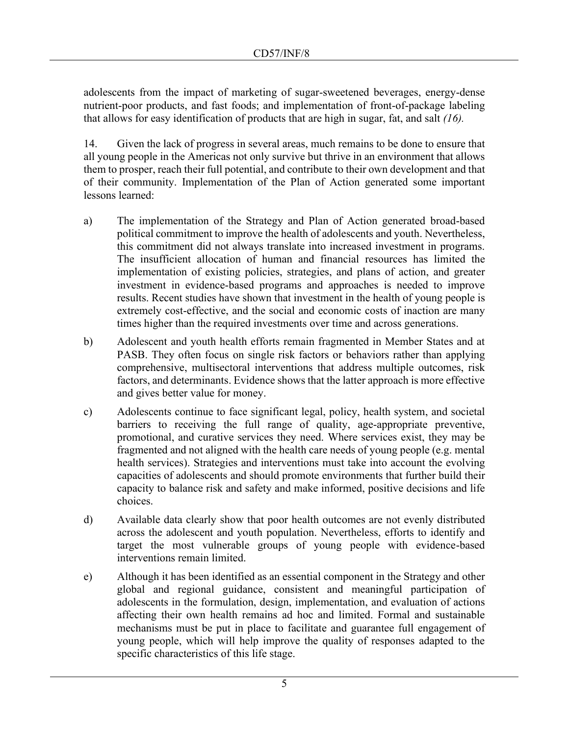adolescents from the impact of marketing of sugar-sweetened beverages, energy-dense nutrient-poor products, and fast foods; and implementation of front-of-package labeling that allows for easy identification of products that are high in sugar, fat, and salt *(16).*

14. Given the lack of progress in several areas, much remains to be done to ensure that all young people in the Americas not only survive but thrive in an environment that allows them to prosper, reach their full potential, and contribute to their own development and that of their community. Implementation of the Plan of Action generated some important lessons learned:

a) The implementation of the Strategy and Plan of Action generated broad-based political commitment to improve the health of adolescents and youth. Nevertheless, this commitment did not always translate into increased investment in programs. The insufficient allocation of human and financial resources has limited the implementation of existing policies, strategies, and plans of action, and greater investment in evidence-based programs and approaches is needed to improve results. Recent studies have shown that investment in the health of young people is extremely cost-effective, and the social and economic costs of inaction are many times higher than the required investments over time and across generations.

b) Adolescent and youth health efforts remain fragmented in Member States and at PASB. They often focus on single risk factors or behaviors rather than applying comprehensive, multisectoral interventions that address multiple outcomes, risk factors, and determinants. Evidence shows that the latter approach is more effective and gives better value for money.

c) Adolescents continue to face significant legal, policy, health system, and societal barriers to receiving the full range of quality, age-appropriate preventive, promotional, and curative services they need. Where services exist, they may be fragmented and not aligned with the health care needs of young people (e.g. mental health services). Strategies and interventions must take into account the evolving capacities of adolescents and should promote environments that further build their capacity to balance risk and safety and make informed, positive decisions and life choices.

d) Available data clearly show that poor health outcomes are not evenly distributed across the adolescent and youth population. Nevertheless, efforts to identify and target the most vulnerable groups of young people with evidence-based interventions remain limited.

e) Although it has been identified as an essential component in the Strategy and other global and regional guidance, consistent and meaningful participation of adolescents in the formulation, design, implementation, and evaluation of actions affecting their own health remains ad hoc and limited. Formal and sustainable mechanisms must be put in place to facilitate and guarantee full engagement of young people, which will help improve the quality of responses adapted to the specific characteristics of this life stage.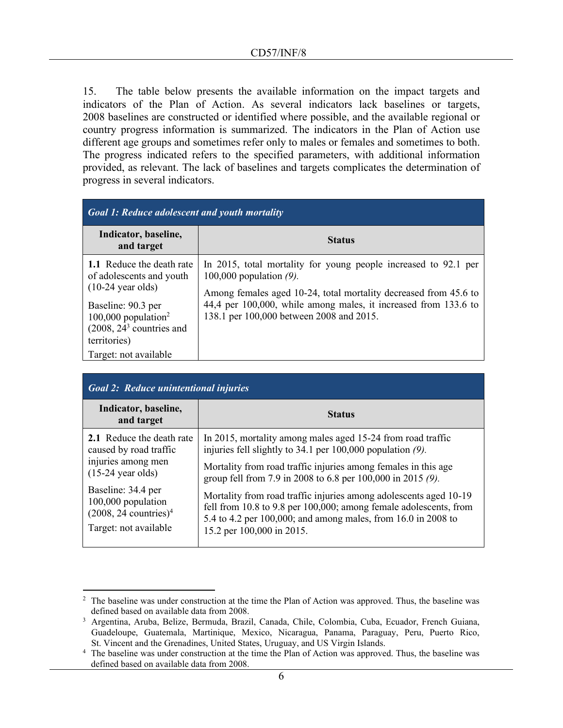15. The table below presents the available information on the impact targets and indicators of the Plan of Action. As several indicators lack baselines or targets, 2008 baselines are constructed or identified where possible, and the available regional or country progress information is summarized. The indicators in the Plan of Action use different age groups and sometimes refer only to males or females and sometimes to both. The progress indicated refers to the specified parameters, with additional information provided, as relevant. The lack of baselines and targets complicates the determination of progress in several indicators.

| ***Goal 1: Reduce adolescent and youth mortality*** | |
|---|---|
| **Indicator, baseline, and target** | **Status** |
| **1.1** Reduce the death rate of adolescents and youth (10-24 year olds)<br><br>Baseline: 90.3 per 100,000 population[2] (2008, 24[3] countries and territories)<br><br>Target: not available | In 2015, total mortality for young people increased to 92.1 per 100,000 population *(9).*<br><br>Among females aged 10-24, total mortality decreased from 45.6 to 44,4 per 100,000, while among males, it increased from 133.6 to 138.1 per 100,000 between 2008 and 2015. |

| ***Goal 2: Reduce unintentional injuries*** | |
|---|---|
| **Indicator, baseline, and target** | **Status** |
| **2.1** Reduce the death rate caused by road traffic injuries among men (15-24 year olds)<br><br>Baseline: 34.4 per 100,000 population (2008, 24 countries)[4]<br><br>Target: not available | In 2015, mortality among males aged 15-24 from road traffic injuries fell slightly to 34.1 per 100,000 population *(9).*<br><br>Mortality from road traffic injuries among females in this age group fell from 7.9 in 2008 to 6.8 per 100,000 in 2015 *(9).*<br><br>Mortality from road traffic injuries among adolescents aged 10-19 fell from 10.8 to 9.8 per 100,000; among female adolescents, from 5.4 to 4.2 per 100,000; and among males, from 16.0 in 2008 to 15.2 per 100,000 in 2015. |

---

[2] The baseline was under construction at the time the Plan of Action was approved. Thus, the baseline was defined based on available data from 2008.

[3] Argentina, Aruba, Belize, Bermuda, Brazil, Canada, Chile, Colombia, Cuba, Ecuador, French Guiana, Guadeloupe, Guatemala, Martinique, Mexico, Nicaragua, Panama, Paraguay, Peru, Puerto Rico, St. Vincent and the Grenadines, United States, Uruguay, and US Virgin Islands.

[4] The baseline was under construction at the time the Plan of Action was approved. Thus, the baseline was defined based on available data from 2008.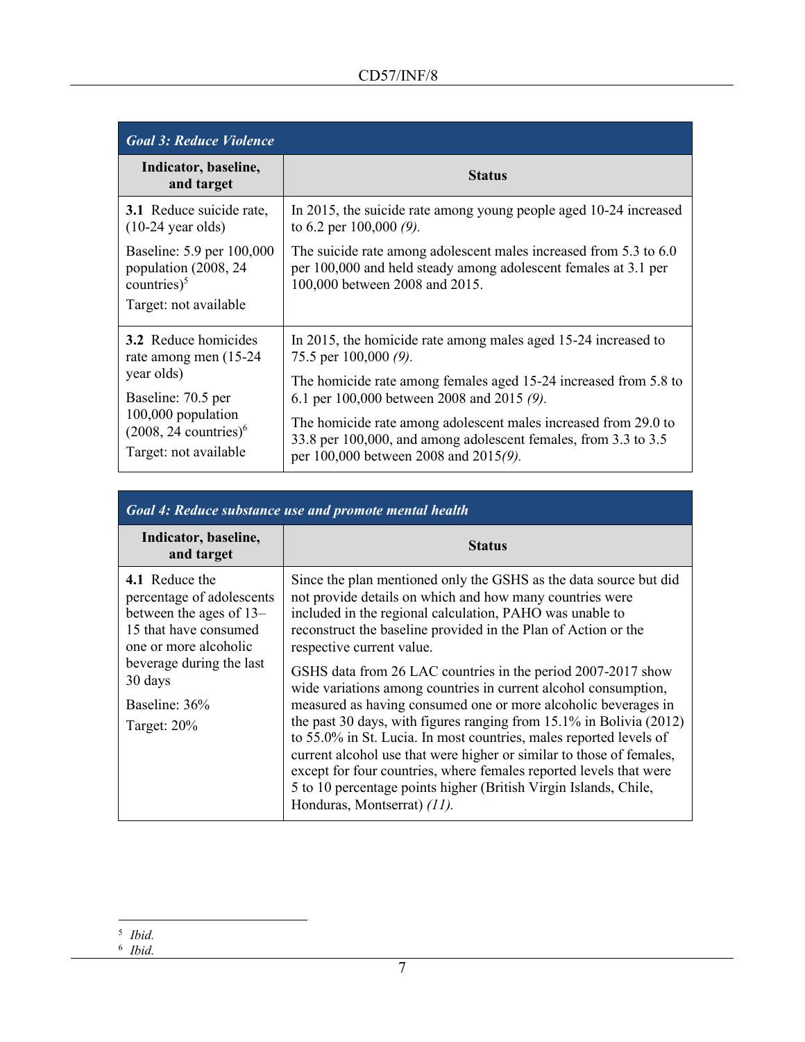| *Goal 3: Reduce Violence* | |
|---|---|
| **Indicator, baseline, and target** | **Status** |
| **3.1** Reduce suicide rate, (10-24 year olds)<br><br>Baseline: 5.9 per 100,000 population (2008, 24 countries)[5]<br><br>Target: not available | In 2015, the suicide rate among young people aged 10-24 increased to 6.2 per 100,000 *(9).*<br><br>The suicide rate among adolescent males increased from 5.3 to 6.0 per 100,000 and held steady among adolescent females at 3.1 per 100,000 between 2008 and 2015. |
| **3.2** Reduce homicides rate among men (15-24 year olds)<br><br>Baseline: 70.5 per 100,000 population (2008, 24 countries)[6]<br><br>Target: not available | In 2015, the homicide rate among males aged 15-24 increased to 75.5 per 100,000 *(9).*<br><br>The homicide rate among females aged 15-24 increased from 5.8 to 6.1 per 100,000 between 2008 and 2015 *(9).*<br><br>The homicide rate among adolescent males increased from 29.0 to 33.8 per 100,000, and among adolescent females, from 3.3 to 3.5 per 100,000 between 2008 and 2015*(9).* |

| *Goal 4: Reduce substance use and promote mental health* | |
|---|---|
| **Indicator, baseline, and target** | **Status** |
| **4.1** Reduce the percentage of adolescents between the ages of 13–15 that have consumed one or more alcoholic beverage during the last 30 days<br><br>Baseline: 36%<br><br>Target: 20% | Since the plan mentioned only the GSHS as the data source but did not provide details on which and how many countries were included in the regional calculation, PAHO was unable to reconstruct the baseline provided in the Plan of Action or the respective current value.<br><br>GSHS data from 26 LAC countries in the period 2007-2017 show wide variations among countries in current alcohol consumption, measured as having consumed one or more alcoholic beverages in the past 30 days, with figures ranging from 15.1% in Bolivia (2012) to 55.0% in St. Lucia. In most countries, males reported levels of current alcohol use that were higher or similar to those of females, except for four countries, where females reported levels that were 5 to 10 percentage points higher (British Virgin Islands, Chile, Honduras, Montserrat) *(11).* |

[5] *Ibid.*

[6] *Ibid.*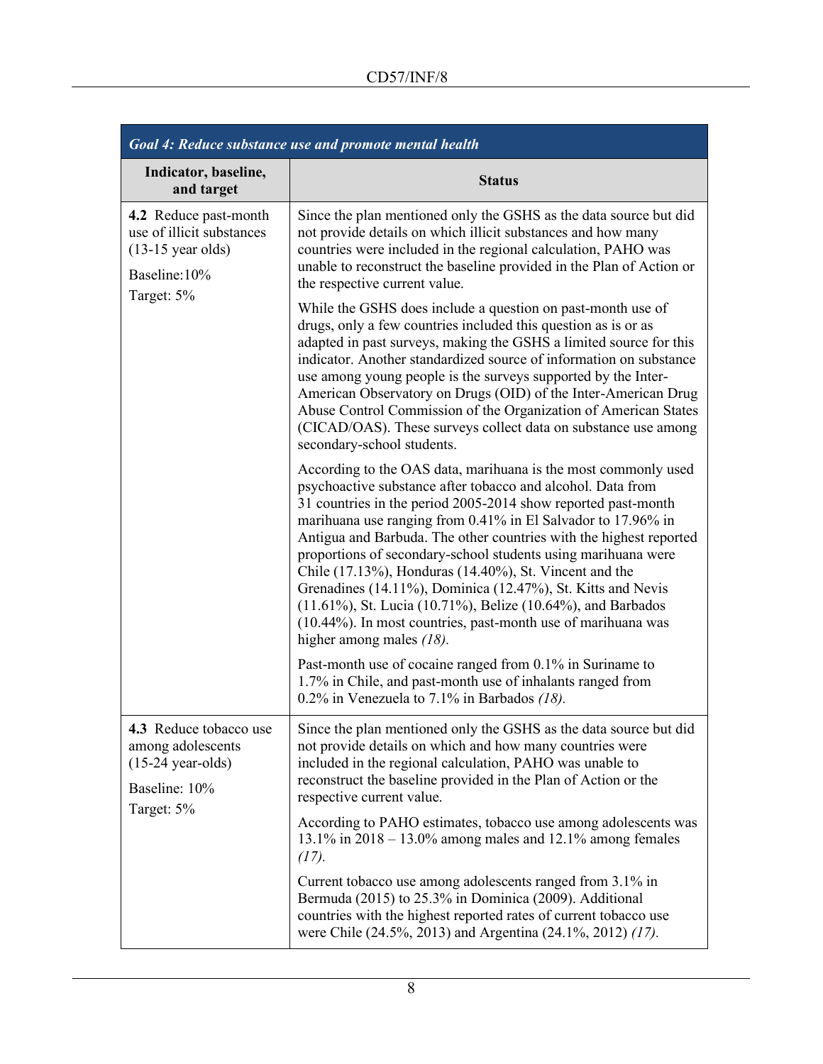| Goal 4: Reduce substance use and promote mental health | |
|---|---|
| **Indicator, baseline, and target** | **Status** |
| **4.2** Reduce past-month use of illicit substances (13-15 year olds)<br><br>Baseline:10%<br><br>Target: 5% | Since the plan mentioned only the GSHS as the data source but did not provide details on which illicit substances and how many countries were included in the regional calculation, PAHO was unable to reconstruct the baseline provided in the Plan of Action or the respective current value.<br><br>While the GSHS does include a question on past-month use of drugs, only a few countries included this question as is or as adapted in past surveys, making the GSHS a limited source for this indicator. Another standardized source of information on substance use among young people is the surveys supported by the Inter-American Observatory on Drugs (OID) of the Inter-American Drug Abuse Control Commission of the Organization of American States (CICAD/OAS). These surveys collect data on substance use among secondary-school students.<br><br>According to the OAS data, marihuana is the most commonly used psychoactive substance after tobacco and alcohol. Data from 31 countries in the period 2005-2014 show reported past-month marihuana use ranging from 0.41% in El Salvador to 17.96% in Antigua and Barbuda. The other countries with the highest reported proportions of secondary-school students using marihuana were Chile (17.13%), Honduras (14.40%), St. Vincent and the Grenadines (14.11%), Dominica (12.47%), St. Kitts and Nevis (11.61%), St. Lucia (10.71%), Belize (10.64%), and Barbados (10.44%). In most countries, past-month use of marihuana was higher among males *(18).*<br><br>Past-month use of cocaine ranged from 0.1% in Suriname to 1.7% in Chile, and past-month use of inhalants ranged from 0.2% in Venezuela to 7.1% in Barbados *(18).* |
| **4.3** Reduce tobacco use among adolescents (15-24 year-olds)<br><br>Baseline: 10%<br><br>Target: 5% | Since the plan mentioned only the GSHS as the data source but did not provide details on which and how many countries were included in the regional calculation, PAHO was unable to reconstruct the baseline provided in the Plan of Action or the respective current value.<br><br>According to PAHO estimates, tobacco use among adolescents was 13.1% in 2018 – 13.0% among males and 12.1% among females *(17).*<br><br>Current tobacco use among adolescents ranged from 3.1% in Bermuda (2015) to 25.3% in Dominica (2009). Additional countries with the highest reported rates of current tobacco use were Chile (24.5%, 2013) and Argentina (24.1%, 2012) *(17).* |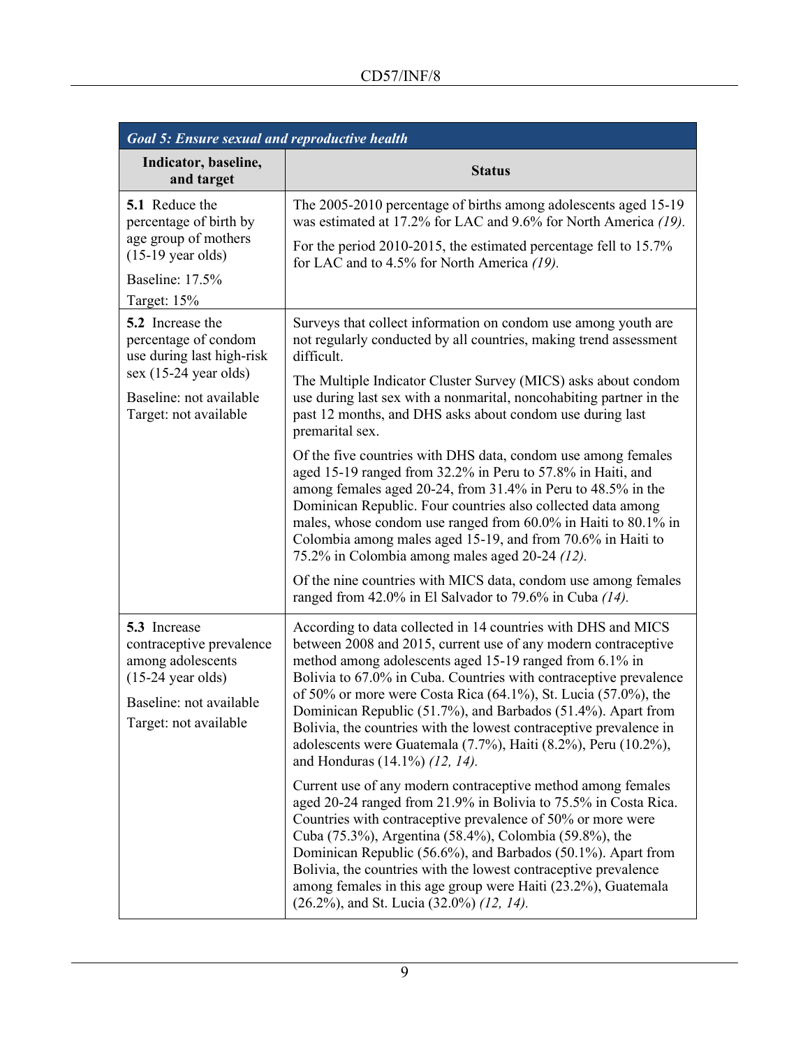| Goal 5: Ensure sexual and reproductive health | |
|---|---|
| **Indicator, baseline, and target** | **Status** |
| **5.1** Reduce the percentage of birth by age group of mothers (15-19 year olds)<br><br>Baseline: 17.5%<br><br>Target: 15% | The 2005-2010 percentage of births among adolescents aged 15-19 was estimated at 17.2% for LAC and 9.6% for North America *(19).*<br><br>For the period 2010-2015, the estimated percentage fell to 15.7% for LAC and to 4.5% for North America *(19).* |
| **5.2** Increase the percentage of condom use during last high-risk sex (15-24 year olds)<br><br>Baseline: not available<br><br>Target: not available | Surveys that collect information on condom use among youth are not regularly conducted by all countries, making trend assessment difficult.<br><br>The Multiple Indicator Cluster Survey (MICS) asks about condom use during last sex with a nonmarital, noncohabiting partner in the past 12 months, and DHS asks about condom use during last premarital sex.<br><br>Of the five countries with DHS data, condom use among females aged 15-19 ranged from 32.2% in Peru to 57.8% in Haiti, and among females aged 20-24, from 31.4% in Peru to 48.5% in the Dominican Republic. Four countries also collected data among males, whose condom use ranged from 60.0% in Haiti to 80.1% in Colombia among males aged 15-19, and from 70.6% in Haiti to 75.2% in Colombia among males aged 20-24 *(12).*<br><br>Of the nine countries with MICS data, condom use among females ranged from 42.0% in El Salvador to 79.6% in Cuba *(14).* |
| **5.3** Increase contraceptive prevalence among adolescents (15-24 year olds)<br><br>Baseline: not available<br><br>Target: not available | According to data collected in 14 countries with DHS and MICS between 2008 and 2015, current use of any modern contraceptive method among adolescents aged 15-19 ranged from 6.1% in Bolivia to 67.0% in Cuba. Countries with contraceptive prevalence of 50% or more were Costa Rica (64.1%), St. Lucia (57.0%), the Dominican Republic (51.7%), and Barbados (51.4%). Apart from Bolivia, the countries with the lowest contraceptive prevalence in adolescents were Guatemala (7.7%), Haiti (8.2%), Peru (10.2%), and Honduras (14.1%) *(12, 14).*<br><br>Current use of any modern contraceptive method among females aged 20-24 ranged from 21.9% in Bolivia to 75.5% in Costa Rica. Countries with contraceptive prevalence of 50% or more were Cuba (75.3%), Argentina (58.4%), Colombia (59.8%), the Dominican Republic (56.6%), and Barbados (50.1%). Apart from Bolivia, the countries with the lowest contraceptive prevalence among females in this age group were Haiti (23.2%), Guatemala (26.2%), and St. Lucia (32.0%) *(12, 14).* |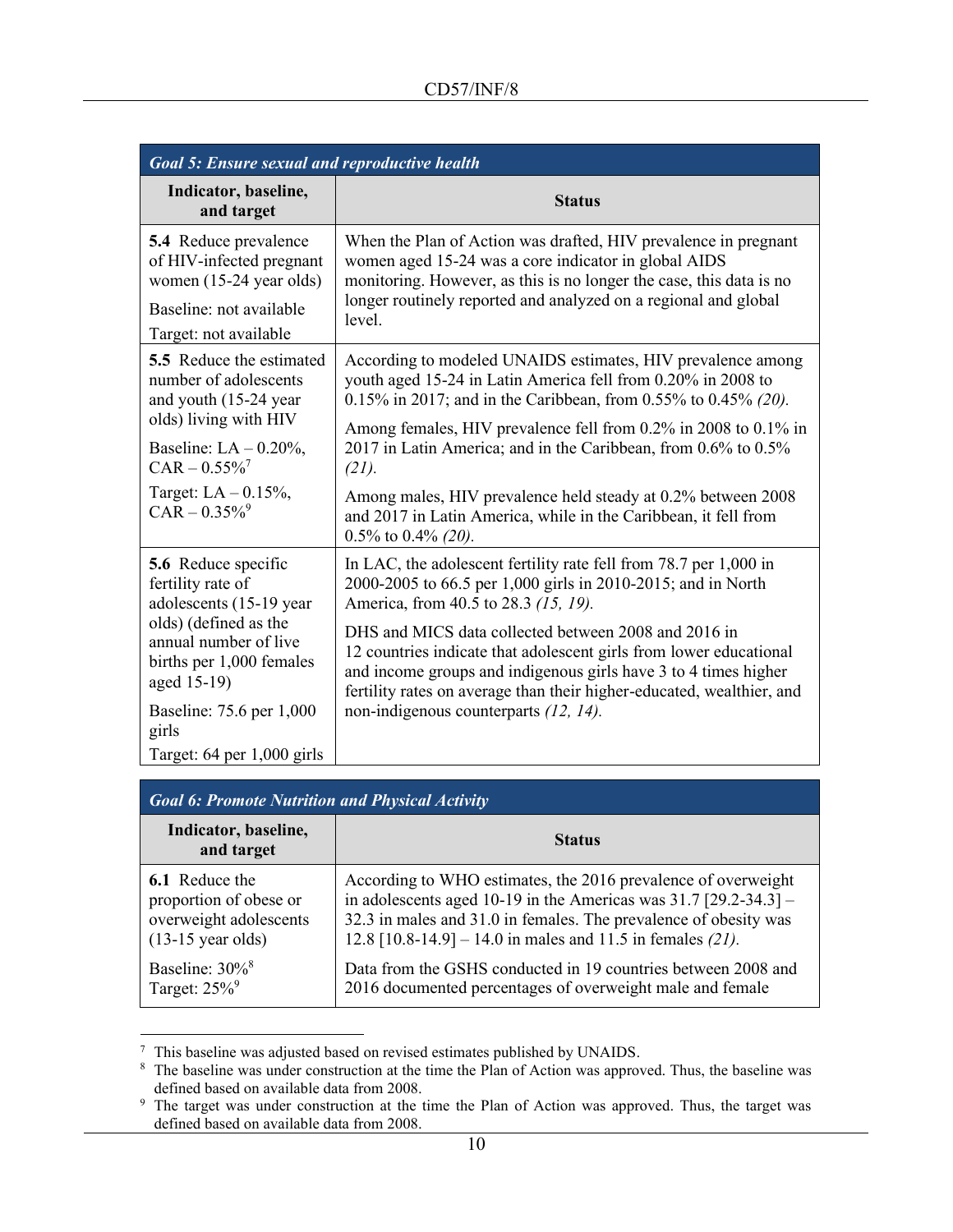| *Goal 5: Ensure sexual and reproductive health* | |
|---|---|
| **Indicator, baseline, and target** | **Status** |
| **5.4** Reduce prevalence of HIV-infected pregnant women (15-24 year olds)<br><br>Baseline: not available<br><br>Target: not available | When the Plan of Action was drafted, HIV prevalence in pregnant women aged 15-24 was a core indicator in global AIDS monitoring. However, as this is no longer the case, this data is no longer routinely reported and analyzed on a regional and global level. |
| **5.5** Reduce the estimated number of adolescents and youth (15-24 year olds) living with HIV<br><br>Baseline: LA – 0.20%, CAR – 0.55%[7]<br><br>Target: LA – 0.15%, CAR – 0.35%[9] | According to modeled UNAIDS estimates, HIV prevalence among youth aged 15-24 in Latin America fell from 0.20% in 2008 to 0.15% in 2017; and in the Caribbean, from 0.55% to 0.45% *(20).*<br><br>Among females, HIV prevalence fell from 0.2% in 2008 to 0.1% in 2017 in Latin America; and in the Caribbean, from 0.6% to 0.5% *(21).*<br><br>Among males, HIV prevalence held steady at 0.2% between 2008 and 2017 in Latin America, while in the Caribbean, it fell from 0.5% to 0.4% *(20).* |
| **5.6** Reduce specific fertility rate of adolescents (15-19 year olds) (defined as the annual number of live births per 1,000 females aged 15-19)<br><br>Baseline: 75.6 per 1,000 girls<br><br>Target: 64 per 1,000 girls | In LAC, the adolescent fertility rate fell from 78.7 per 1,000 in 2000-2005 to 66.5 per 1,000 girls in 2010-2015; and in North America, from 40.5 to 28.3 *(15, 19).*<br><br>DHS and MICS data collected between 2008 and 2016 in 12 countries indicate that adolescent girls from lower educational and income groups and indigenous girls have 3 to 4 times higher fertility rates on average than their higher-educated, wealthier, and non-indigenous counterparts *(12, 14).* |

| *Goal 6: Promote Nutrition and Physical Activity* | |
|---|---|
| **Indicator, baseline, and target** | **Status** |
| **6.1** Reduce the proportion of obese or overweight adolescents (13-15 year olds)<br><br>Baseline: 30%[8]<br>Target: 25%[9] | According to WHO estimates, the 2016 prevalence of overweight in adolescents aged 10-19 in the Americas was 31.7 [29.2-34.3] – 32.3 in males and 31.0 in females. The prevalence of obesity was 12.8 [10.8-14.9] – 14.0 in males and 11.5 in females *(21).*<br><br>Data from the GSHS conducted in 19 countries between 2008 and 2016 documented percentages of overweight male and female |

---

[7] This baseline was adjusted based on revised estimates published by UNAIDS.

[8] The baseline was under construction at the time the Plan of Action was approved. Thus, the baseline was defined based on available data from 2008.

[9] The target was under construction at the time the Plan of Action was approved. Thus, the target was defined based on available data from 2008.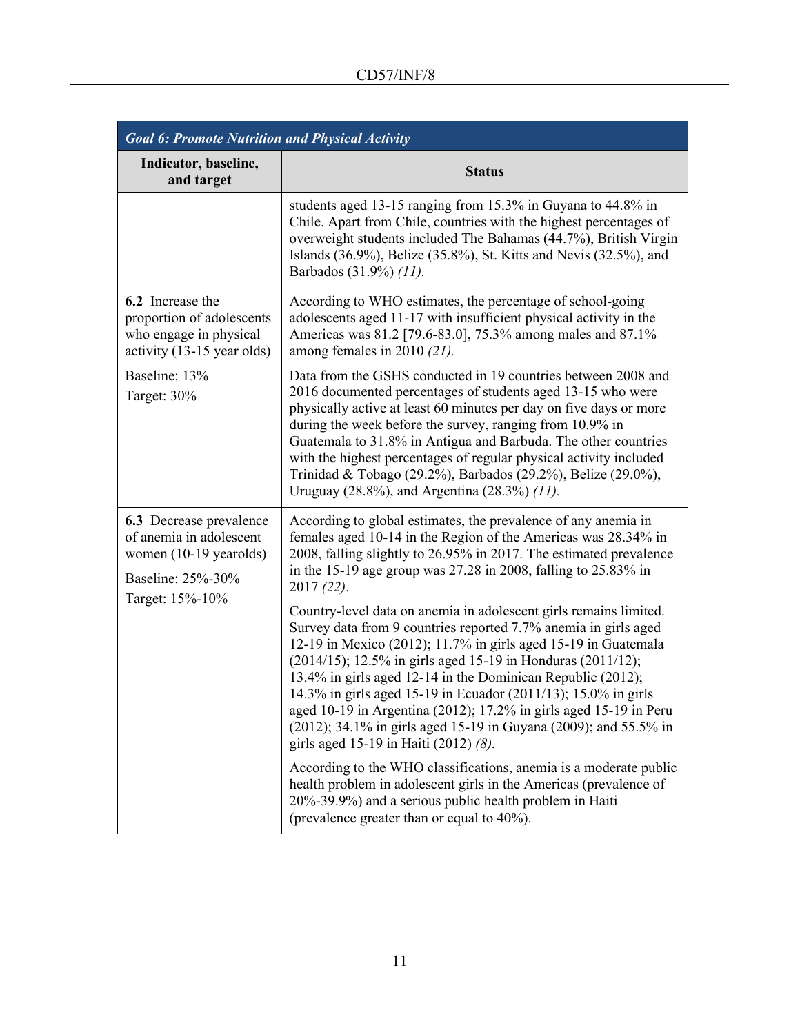| Goal 6: Promote Nutrition and Physical Activity | |
|---|---|
| **Indicator, baseline, and target** | **Status** |
| | students aged 13-15 ranging from 15.3% in Guyana to 44.8% in Chile. Apart from Chile, countries with the highest percentages of overweight students included The Bahamas (44.7%), British Virgin Islands (36.9%), Belize (35.8%), St. Kitts and Nevis (32.5%), and Barbados (31.9%) *(11).* |
| **6.2** Increase the proportion of adolescents who engage in physical activity (13-15 year olds)<br><br>Baseline: 13%<br><br>Target: 30% | According to WHO estimates, the percentage of school-going adolescents aged 11-17 with insufficient physical activity in the Americas was 81.2 [79.6-83.0], 75.3% among males and 87.1% among females in 2010 *(21).*<br><br>Data from the GSHS conducted in 19 countries between 2008 and 2016 documented percentages of students aged 13-15 who were physically active at least 60 minutes per day on five days or more during the week before the survey, ranging from 10.9% in Guatemala to 31.8% in Antigua and Barbuda. The other countries with the highest percentages of regular physical activity included Trinidad & Tobago (29.2%), Barbados (29.2%), Belize (29.0%), Uruguay (28.8%), and Argentina (28.3%) *(11).* |
| **6.3** Decrease prevalence of anemia in adolescent women (10-19 yearolds)<br><br>Baseline: 25%-30%<br><br>Target: 15%-10% | According to global estimates, the prevalence of any anemia in females aged 10-14 in the Region of the Americas was 28.34% in 2008, falling slightly to 26.95% in 2017. The estimated prevalence in the 15-19 age group was 27.28 in 2008, falling to 25.83% in 2017 *(22)*.<br><br>Country-level data on anemia in adolescent girls remains limited. Survey data from 9 countries reported 7.7% anemia in girls aged 12-19 in Mexico (2012); 11.7% in girls aged 15-19 in Guatemala (2014/15); 12.5% in girls aged 15-19 in Honduras (2011/12); 13.4% in girls aged 12-14 in the Dominican Republic (2012); 14.3% in girls aged 15-19 in Ecuador (2011/13); 15.0% in girls aged 10-19 in Argentina (2012); 17.2% in girls aged 15-19 in Peru (2012); 34.1% in girls aged 15-19 in Guyana (2009); and 55.5% in girls aged 15-19 in Haiti (2012) *(8).*<br><br>According to the WHO classifications, anemia is a moderate public health problem in adolescent girls in the Americas (prevalence of 20%-39.9%) and a serious public health problem in Haiti (prevalence greater than or equal to 40%). |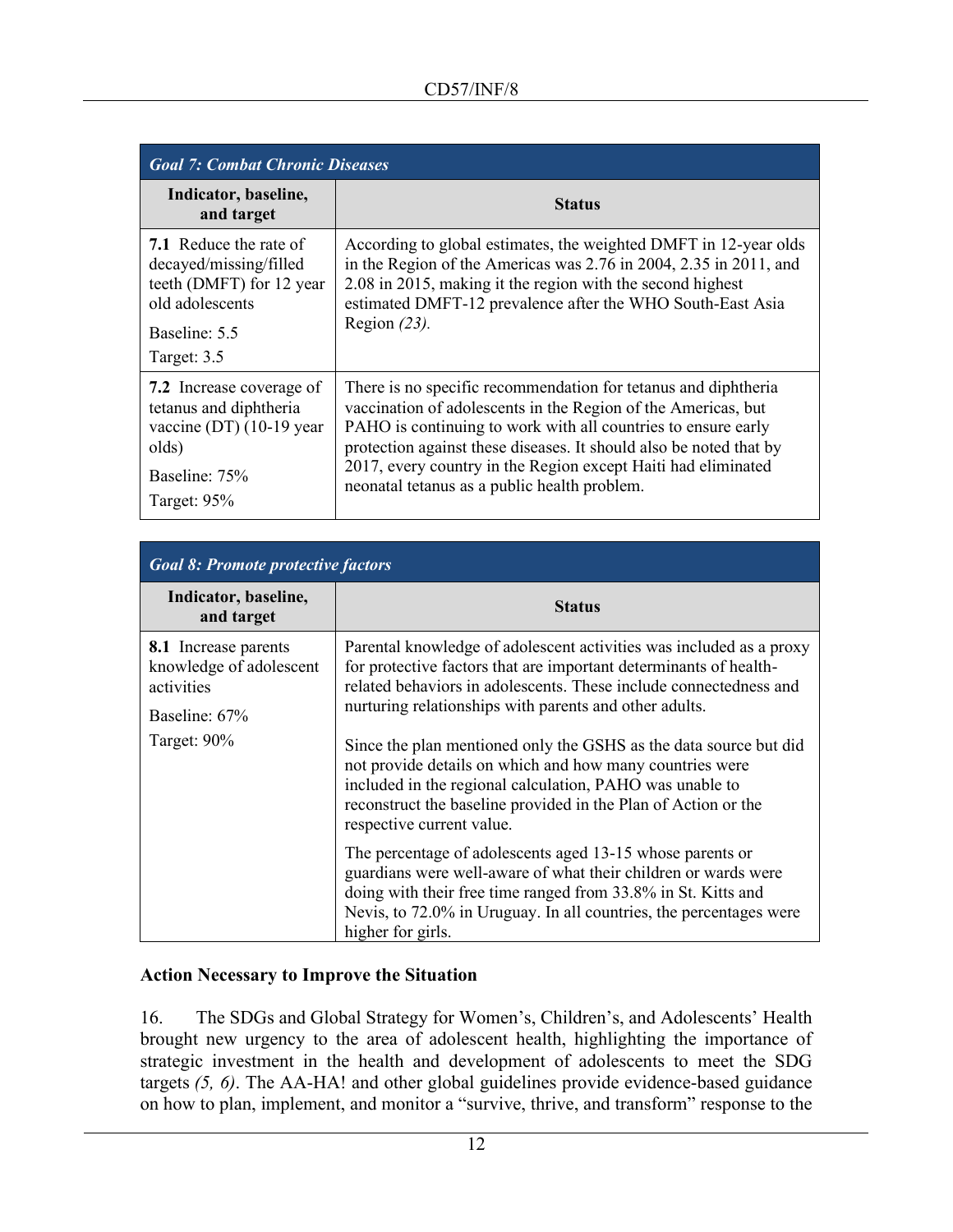| *Goal 7: Combat Chronic Diseases* | |
|---|---|
| **Indicator, baseline, and target** | **Status** |
| **7.1** Reduce the rate of decayed/missing/filled teeth (DMFT) for 12 year old adolescents<br><br>Baseline: 5.5<br><br>Target: 3.5 | According to global estimates, the weighted DMFT in 12-year olds in the Region of the Americas was 2.76 in 2004, 2.35 in 2011, and 2.08 in 2015, making it the region with the second highest estimated DMFT-12 prevalence after the WHO South-East Asia Region *(23).* |
| **7.2** Increase coverage of tetanus and diphtheria vaccine (DT) (10-19 year olds)<br><br>Baseline: 75%<br><br>Target: 95% | There is no specific recommendation for tetanus and diphtheria vaccination of adolescents in the Region of the Americas, but PAHO is continuing to work with all countries to ensure early protection against these diseases. It should also be noted that by 2017, every country in the Region except Haiti had eliminated neonatal tetanus as a public health problem. |

| *Goal 8: Promote protective factors* | |
|---|---|
| **Indicator, baseline, and target** | **Status** |
| **8.1** Increase parents knowledge of adolescent activities<br><br>Baseline: 67%<br><br>Target: 90% | Parental knowledge of adolescent activities was included as a proxy for protective factors that are important determinants of health-related behaviors in adolescents. These include connectedness and nurturing relationships with parents and other adults.<br><br>Since the plan mentioned only the GSHS as the data source but did not provide details on which and how many countries were included in the regional calculation, PAHO was unable to reconstruct the baseline provided in the Plan of Action or the respective current value.<br><br>The percentage of adolescents aged 13-15 whose parents or guardians were well-aware of what their children or wards were doing with their free time ranged from 33.8% in St. Kitts and Nevis, to 72.0% in Uruguay. In all countries, the percentages were higher for girls. |

**Action Necessary to Improve the Situation**

16. The SDGs and Global Strategy for Women's, Children's, and Adolescents' Health brought new urgency to the area of adolescent health, highlighting the importance of strategic investment in the health and development of adolescents to meet the SDG targets *(5, 6)*. The AA-HA! and other global guidelines provide evidence-based guidance on how to plan, implement, and monitor a "survive, thrive, and transform" response to the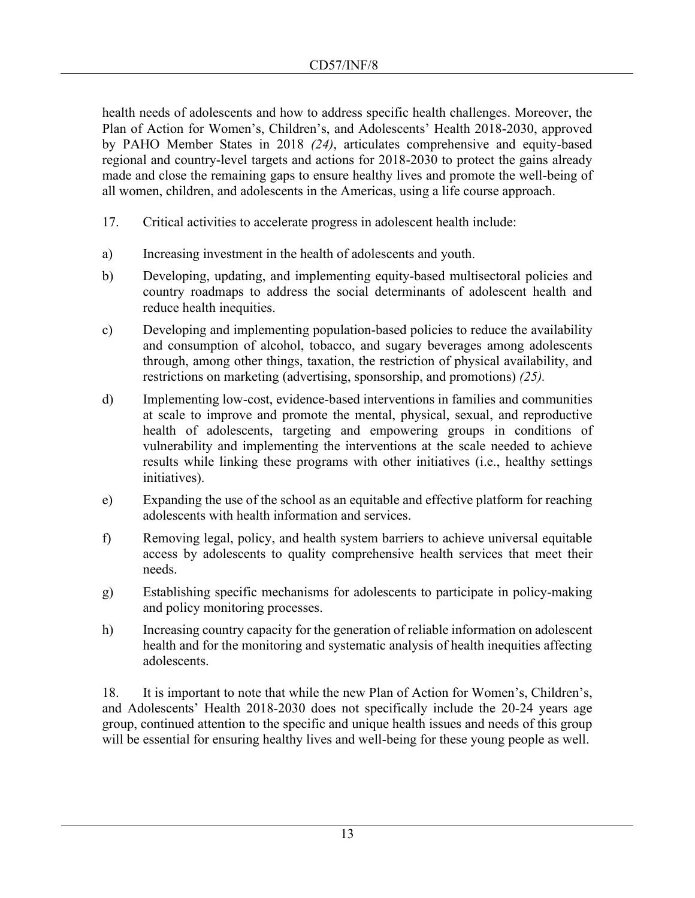health needs of adolescents and how to address specific health challenges. Moreover, the Plan of Action for Women's, Children's, and Adolescents' Health 2018-2030, approved by PAHO Member States in 2018 *(24)*, articulates comprehensive and equity-based regional and country-level targets and actions for 2018-2030 to protect the gains already made and close the remaining gaps to ensure healthy lives and promote the well-being of all women, children, and adolescents in the Americas, using a life course approach.

17. Critical activities to accelerate progress in adolescent health include:

a) Increasing investment in the health of adolescents and youth.

b) Developing, updating, and implementing equity-based multisectoral policies and country roadmaps to address the social determinants of adolescent health and reduce health inequities.

c) Developing and implementing population-based policies to reduce the availability and consumption of alcohol, tobacco, and sugary beverages among adolescents through, among other things, taxation, the restriction of physical availability, and restrictions on marketing (advertising, sponsorship, and promotions) *(25).*

d) Implementing low-cost, evidence-based interventions in families and communities at scale to improve and promote the mental, physical, sexual, and reproductive health of adolescents, targeting and empowering groups in conditions of vulnerability and implementing the interventions at the scale needed to achieve results while linking these programs with other initiatives (i.e., healthy settings initiatives).

e) Expanding the use of the school as an equitable and effective platform for reaching adolescents with health information and services.

f) Removing legal, policy, and health system barriers to achieve universal equitable access by adolescents to quality comprehensive health services that meet their needs.

g) Establishing specific mechanisms for adolescents to participate in policy-making and policy monitoring processes.

h) Increasing country capacity for the generation of reliable information on adolescent health and for the monitoring and systematic analysis of health inequities affecting adolescents.

18. It is important to note that while the new Plan of Action for Women's, Children's, and Adolescents' Health 2018-2030 does not specifically include the 20-24 years age group, continued attention to the specific and unique health issues and needs of this group will be essential for ensuring healthy lives and well-being for these young people as well.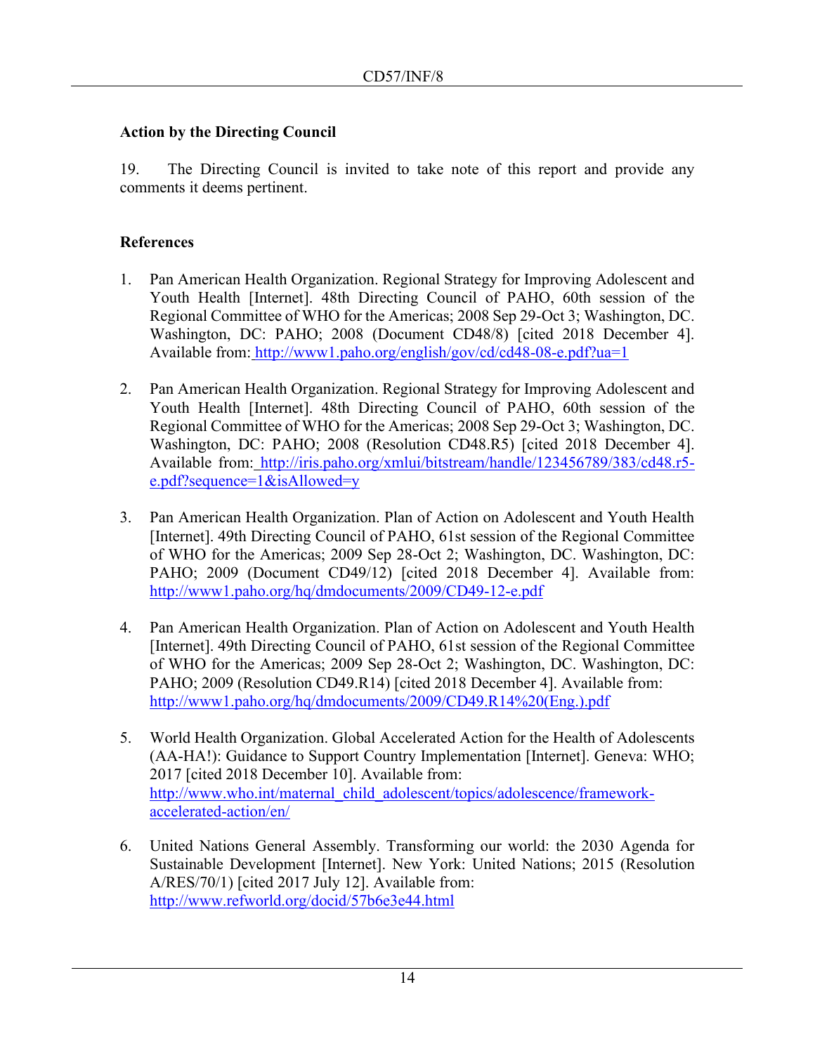## Action by the Directing Council

19. The Directing Council is invited to take note of this report and provide any comments it deems pertinent.

## References

1. Pan American Health Organization. Regional Strategy for Improving Adolescent and Youth Health [Internet]. 48th Directing Council of PAHO, 60th session of the Regional Committee of WHO for the Americas; 2008 Sep 29-Oct 3; Washington, DC. Washington, DC: PAHO; 2008 (Document CD48/8) [cited 2018 December 4]. Available from: http://www1.paho.org/english/gov/cd/cd48-08-e.pdf?ua=1

2. Pan American Health Organization. Regional Strategy for Improving Adolescent and Youth Health [Internet]. 48th Directing Council of PAHO, 60th session of the Regional Committee of WHO for the Americas; 2008 Sep 29-Oct 3; Washington, DC. Washington, DC: PAHO; 2008 (Resolution CD48.R5) [cited 2018 December 4]. Available from: http://iris.paho.org/xmlui/bitstream/handle/123456789/383/cd48.r5-e.pdf?sequence=1&isAllowed=y

3. Pan American Health Organization. Plan of Action on Adolescent and Youth Health [Internet]. 49th Directing Council of PAHO, 61st session of the Regional Committee of WHO for the Americas; 2009 Sep 28-Oct 2; Washington, DC. Washington, DC: PAHO; 2009 (Document CD49/12) [cited 2018 December 4]. Available from: http://www1.paho.org/hq/dmdocuments/2009/CD49-12-e.pdf

4. Pan American Health Organization. Plan of Action on Adolescent and Youth Health [Internet]. 49th Directing Council of PAHO, 61st session of the Regional Committee of WHO for the Americas; 2009 Sep 28-Oct 2; Washington, DC. Washington, DC: PAHO; 2009 (Resolution CD49.R14) [cited 2018 December 4]. Available from: http://www1.paho.org/hq/dmdocuments/2009/CD49.R14%20(Eng.).pdf

5. World Health Organization. Global Accelerated Action for the Health of Adolescents (AA-HA!): Guidance to Support Country Implementation [Internet]. Geneva: WHO; 2017 [cited 2018 December 10]. Available from: http://www.who.int/maternal_child_adolescent/topics/adolescence/framework-accelerated-action/en/

6. United Nations General Assembly. Transforming our world: the 2030 Agenda for Sustainable Development [Internet]. New York: United Nations; 2015 (Resolution A/RES/70/1) [cited 2017 July 12]. Available from: http://www.refworld.org/docid/57b6e3e44.html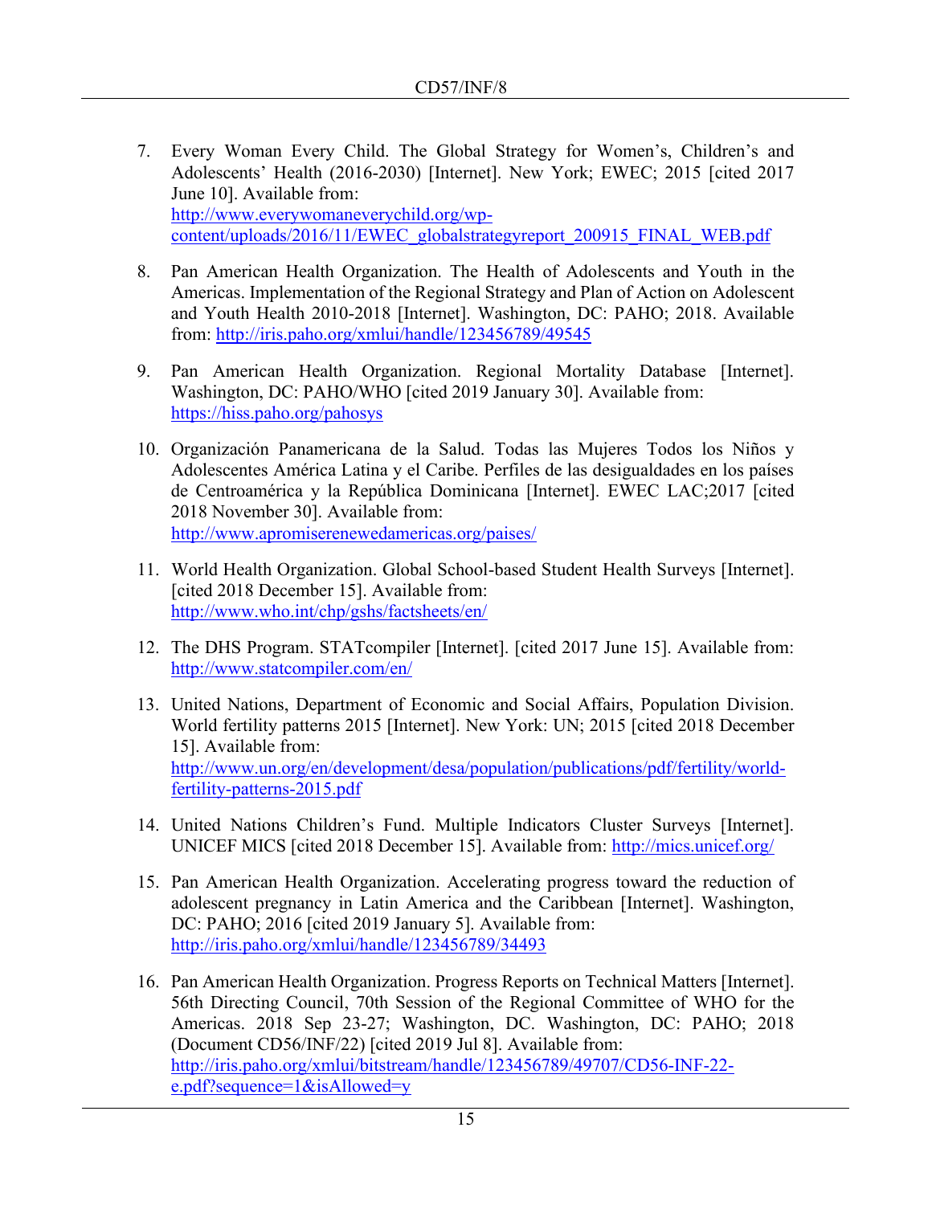7. Every Woman Every Child. The Global Strategy for Women's, Children's and Adolescents' Health (2016-2030) [Internet]. New York; EWEC; 2015 [cited 2017 June 10]. Available from: http://www.everywomaneverychild.org/wp-content/uploads/2016/11/EWEC_globalstrategyreport_200915_FINAL_WEB.pdf

8. Pan American Health Organization. The Health of Adolescents and Youth in the Americas. Implementation of the Regional Strategy and Plan of Action on Adolescent and Youth Health 2010-2018 [Internet]. Washington, DC: PAHO; 2018. Available from: http://iris.paho.org/xmlui/handle/123456789/49545

9. Pan American Health Organization. Regional Mortality Database [Internet]. Washington, DC: PAHO/WHO [cited 2019 January 30]. Available from: https://hiss.paho.org/pahosys

10. Organización Panamericana de la Salud. Todas las Mujeres Todos los Niños y Adolescentes América Latina y el Caribe. Perfiles de las desigualdades en los países de Centroamérica y la República Dominicana [Internet]. EWEC LAC;2017 [cited 2018 November 30]. Available from: http://www.apromiserenewedamericas.org/paises/

11. World Health Organization. Global School-based Student Health Surveys [Internet]. [cited 2018 December 15]. Available from: http://www.who.int/chp/gshs/factsheets/en/

12. The DHS Program. STATcompiler [Internet]. [cited 2017 June 15]. Available from: http://www.statcompiler.com/en/

13. United Nations, Department of Economic and Social Affairs, Population Division. World fertility patterns 2015 [Internet]. New York: UN; 2015 [cited 2018 December 15]. Available from: http://www.un.org/en/development/desa/population/publications/pdf/fertility/world-fertility-patterns-2015.pdf

14. United Nations Children's Fund. Multiple Indicators Cluster Surveys [Internet]. UNICEF MICS [cited 2018 December 15]. Available from: http://mics.unicef.org/

15. Pan American Health Organization. Accelerating progress toward the reduction of adolescent pregnancy in Latin America and the Caribbean [Internet]. Washington, DC: PAHO; 2016 [cited 2019 January 5]. Available from: http://iris.paho.org/xmlui/handle/123456789/34493

16. Pan American Health Organization. Progress Reports on Technical Matters [Internet]. 56th Directing Council, 70th Session of the Regional Committee of WHO for the Americas. 2018 Sep 23-27; Washington, DC. Washington, DC: PAHO; 2018 (Document CD56/INF/22) [cited 2019 Jul 8]. Available from: http://iris.paho.org/xmlui/bitstream/handle/123456789/49707/CD56-INF-22-e.pdf?sequence=1&isAllowed=y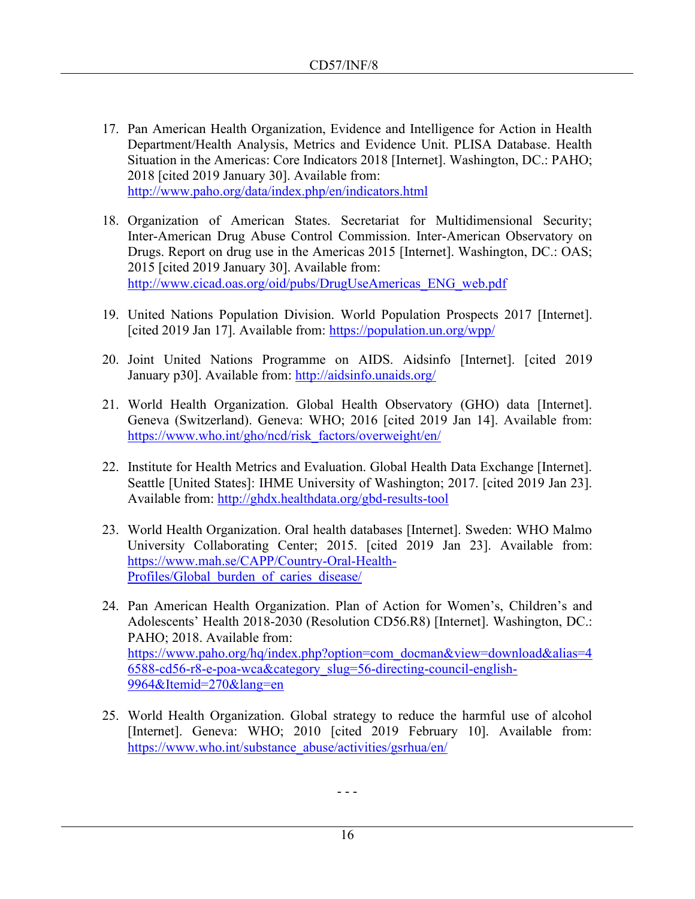17. Pan American Health Organization, Evidence and Intelligence for Action in Health Department/Health Analysis, Metrics and Evidence Unit. PLISA Database. Health Situation in the Americas: Core Indicators 2018 [Internet]. Washington, DC.: PAHO; 2018 [cited 2019 January 30]. Available from: http://www.paho.org/data/index.php/en/indicators.html

18. Organization of American States. Secretariat for Multidimensional Security; Inter-American Drug Abuse Control Commission. Inter-American Observatory on Drugs. Report on drug use in the Americas 2015 [Internet]. Washington, DC.: OAS; 2015 [cited 2019 January 30]. Available from: http://www.cicad.oas.org/oid/pubs/DrugUseAmericas_ENG_web.pdf

19. United Nations Population Division. World Population Prospects 2017 [Internet]. [cited 2019 Jan 17]. Available from: https://population.un.org/wpp/

20. Joint United Nations Programme on AIDS. Aidsinfo [Internet]. [cited 2019 January p30]. Available from: http://aidsinfo.unaids.org/

21. World Health Organization. Global Health Observatory (GHO) data [Internet]. Geneva (Switzerland). Geneva: WHO; 2016 [cited 2019 Jan 14]. Available from: https://www.who.int/gho/ncd/risk_factors/overweight/en/

22. Institute for Health Metrics and Evaluation. Global Health Data Exchange [Internet]. Seattle [United States]: IHME University of Washington; 2017. [cited 2019 Jan 23]. Available from: http://ghdx.healthdata.org/gbd-results-tool

23. World Health Organization. Oral health databases [Internet]. Sweden: WHO Malmo University Collaborating Center; 2015. [cited 2019 Jan 23]. Available from: https://www.mah.se/CAPP/Country-Oral-Health-Profiles/Global_burden_of_caries_disease/

24. Pan American Health Organization. Plan of Action for Women's, Children's and Adolescents' Health 2018-2030 (Resolution CD56.R8) [Internet]. Washington, DC.: PAHO; 2018. Available from: https://www.paho.org/hq/index.php?option=com_docman&view=download&alias=46588-cd56-r8-e-poa-wca&category_slug=56-directing-council-english-9964&Itemid=270&lang=en

25. World Health Organization. Global strategy to reduce the harmful use of alcohol [Internet]. Geneva: WHO; 2010 [cited 2019 February 10]. Available from: https://www.who.int/substance_abuse/activities/gsrhua/en/

- - -